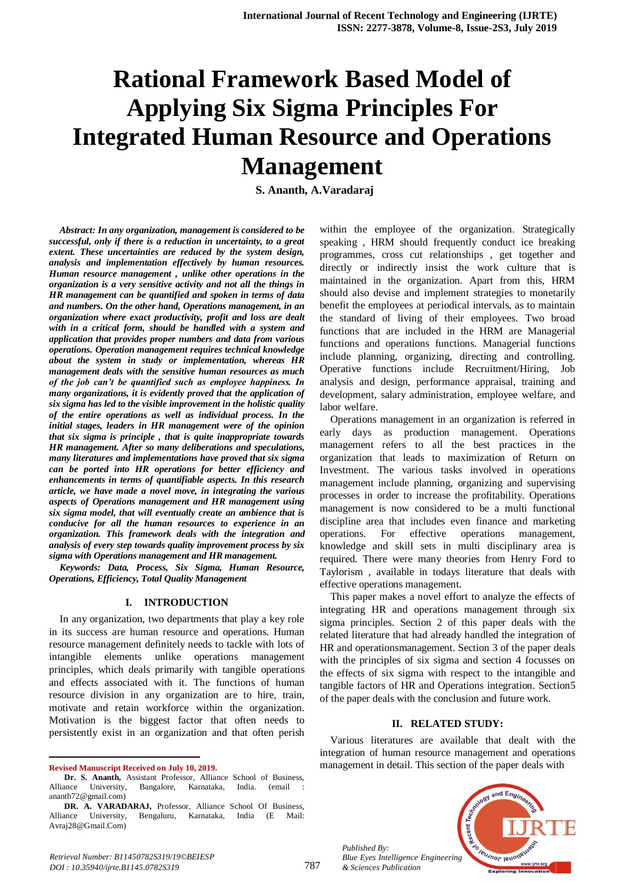# Rational Framework Based Model of Applying Six Sigma Principles For Integrated Human Resource and Operations Management

**S. Ananth, A.Varadaraj**

***Abstract: In any organization, management is considered to be successful, only if there is a reduction in uncertainty, to a great extent. These uncertainties are reduced by the system design, analysis and implementation effectively by human resources. Human resource management , unlike other operations in the organization is a very sensitive activity and not all the things in HR management can be quantified and spoken in terms of data and numbers. On the other hand, Operations management, in an organization where exact productivity, profit and loss are dealt with in a critical form, should be handled with a system and application that provides proper numbers and data from various operations. Operation management requires technical knowledge about the system in study or implementation, whereas HR management deals with the sensitive human resources as much of the job can't be quantified such as employee happiness. In many organizations, it is evidently proved that the application of six sigma has led to the visible improvement in the holistic quality of the entire operations as well as individual process. In the initial stages, leaders in HR management were of the opinion that six sigma is principle , that is quite inappropriate towards HR management. After so many deliberations and speculations, many literatures and implementations have proved that six sigma can be ported into HR operations for better efficiency and enhancements in terms of quantifiable aspects. In this research article, we have made a novel move, in integrating the various aspects of Operations management and HR management using six sigma model, that will eventually create an ambience that is conducive for all the human resources to experience in an organization. This framework deals with the integration and analysis of every step towards quality improvement process by six sigma with Operations management and HR management.***

***Keywords: Data, Process, Six Sigma, Human Resource, Operations, Efficiency, Total Quality Management***

## I. INTRODUCTION

In any organization, two departments that play a key role in its success are human resource and operations. Human resource management definitely needs to tackle with lots of intangible elements unlike operations management principles, which deals primarily with tangible operations and effects associated with it. The functions of human resource division in any organization are to hire, train, motivate and retain workforce within the organization. Motivation is the biggest factor that often needs to persistently exist in an organization and that often perish within the employee of the organization. Strategically speaking , HRM should frequently conduct ice breaking programmes, cross cut relationships , get together and directly or indirectly insist the work culture that is maintained in the organization. Apart from this, HRM should also devise and implement strategies to monetarily benefit the employees at periodical intervals, as to maintain the standard of living of their employees. Two broad functions that are included in the HRM are Managerial functions and operations functions. Managerial functions include planning, organizing, directing and controlling. Operative functions include Recruitment/Hiring, Job analysis and design, performance appraisal, training and development, salary administration, employee welfare, and labor welfare.

Operations management in an organization is referred in early days as production management. Operations management refers to all the best practices in the organization that leads to maximization of Return on Investment. The various tasks involved in operations management include planning, organizing and supervising processes in order to increase the profitability. Operations management is now considered to be a multi functional discipline area that includes even finance and marketing operations. For effective operations management, knowledge and skill sets in multi disciplinary area is required. There were many theories from Henry Ford to Taylorism , available in todays literature that deals with effective operations management.

This paper makes a novel effort to analyze the effects of integrating HR and operations management through six sigma principles. Section 2 of this paper deals with the related literature that had already handled the integration of HR and operationsmanagement. Section 3 of the paper deals with the principles of six sigma and section 4 focusses on the effects of six sigma with respect to the intangible and tangible factors of HR and Operations integration. Section5 of the paper deals with the conclusion and future work.

## II. RELATED STUDY:

Various literatures are available that dealt with the integration of human resource management and operations management in detail. This section of the paper deals with

---

**Revised Manuscript Received on July 10, 2019.**

**Dr. S. Ananth,** Assistant Professor, Alliance School of Business, Alliance University, Bangalore, Karnataka, India. (email : ananth72@gmail.com)

**DR. A. VARADARAJ,** Professor, Alliance School Of Business, Alliance University, Bengaluru, Karnataka, India (E Mail: Avraj28@Gmail.Com)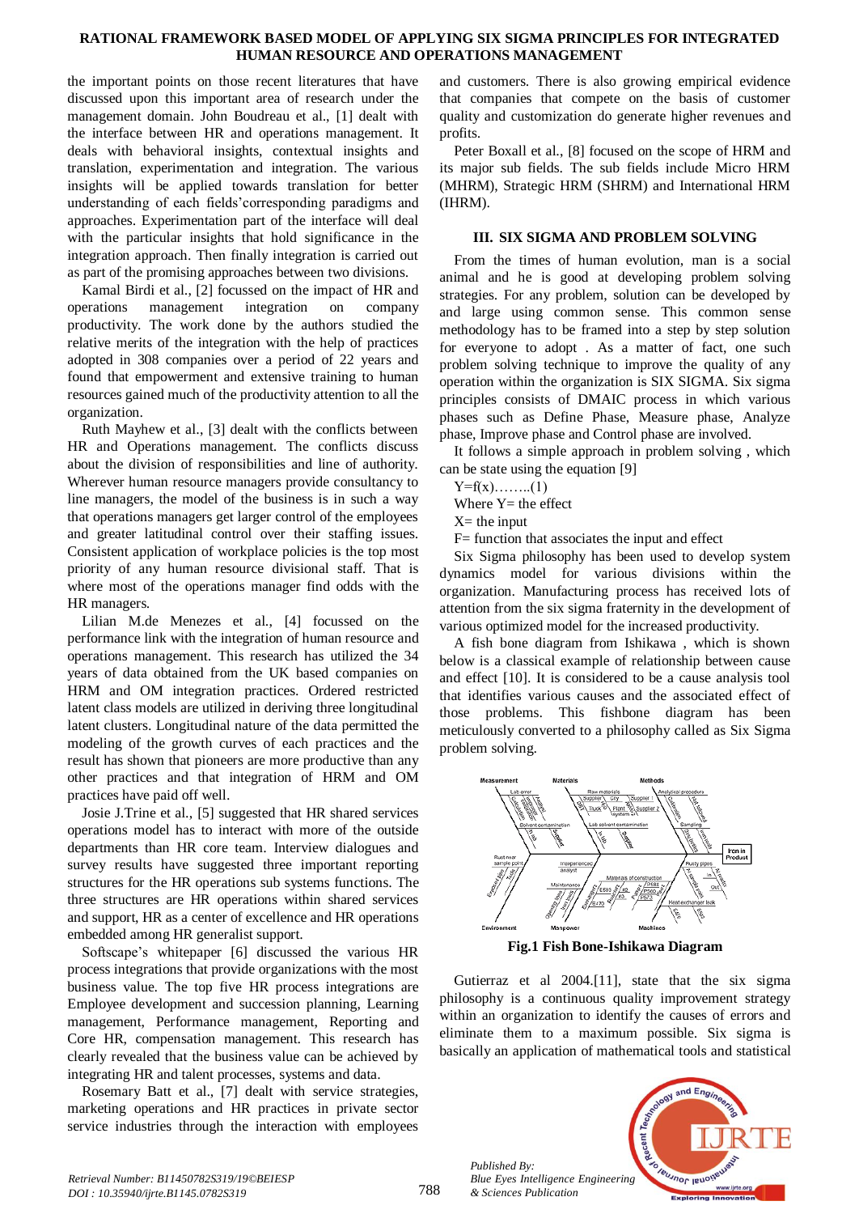the important points on those recent literatures that have discussed upon this important area of research under the management domain. John Boudreau et al., [1] dealt with the interface between HR and operations management. It deals with behavioral insights, contextual insights and translation, experimentation and integration. The various insights will be applied towards translation for better understanding of each fields'corresponding paradigms and approaches. Experimentation part of the interface will deal with the particular insights that hold significance in the integration approach. Then finally integration is carried out as part of the promising approaches between two divisions.

Kamal Birdi et al., [2] focussed on the impact of HR and operations management integration on company productivity. The work done by the authors studied the relative merits of the integration with the help of practices adopted in 308 companies over a period of 22 years and found that empowerment and extensive training to human resources gained much of the productivity attention to all the organization.

Ruth Mayhew et al., [3] dealt with the conflicts between HR and Operations management. The conflicts discuss about the division of responsibilities and line of authority. Wherever human resource managers provide consultancy to line managers, the model of the business is in such a way that operations managers get larger control of the employees and greater latitudinal control over their staffing issues. Consistent application of workplace policies is the top most priority of any human resource divisional staff. That is where most of the operations manager find odds with the HR managers.

Lilian M.de Menezes et al., [4] focussed on the performance link with the integration of human resource and operations management. This research has utilized the 34 years of data obtained from the UK based companies on HRM and OM integration practices. Ordered restricted latent class models are utilized in deriving three longitudinal latent clusters. Longitudinal nature of the data permitted the modeling of the growth curves of each practices and the result has shown that pioneers are more productive than any other practices and that integration of HRM and OM practices have paid off well.

Josie J.Trine et al., [5] suggested that HR shared services operations model has to interact with more of the outside departments than HR core team. Interview dialogues and survey results have suggested three important reporting structures for the HR operations sub systems functions. The three structures are HR operations within shared services and support, HR as a center of excellence and HR operations embedded among HR generalist support.

Softscape's whitepaper [6] discussed the various HR process integrations that provide organizations with the most business value. The top five HR process integrations are Employee development and succession planning, Learning management, Performance management, Reporting and Core HR, compensation management. This research has clearly revealed that the business value can be achieved by integrating HR and talent processes, systems and data.

Rosemary Batt et al., [7] dealt with service strategies, marketing operations and HR practices in private sector service industries through the interaction with employees and customers. There is also growing empirical evidence that companies that compete on the basis of customer quality and customization do generate higher revenues and profits.

Peter Boxall et al., [8] focused on the scope of HRM and its major sub fields. The sub fields include Micro HRM (MHRM), Strategic HRM (SHRM) and International HRM (IHRM).

## III. SIX SIGMA AND PROBLEM SOLVING

From the times of human evolution, man is a social animal and he is good at developing problem solving strategies. For any problem, solution can be developed by and large using common sense. This common sense methodology has to be framed into a step by step solution for everyone to adopt . As a matter of fact, one such problem solving technique to improve the quality of any operation within the organization is SIX SIGMA. Six sigma principles consists of DMAIC process in which various phases such as Define Phase, Measure phase, Analyze phase, Improve phase and Control phase are involved.

It follows a simple approach in problem solving , which can be state using the equation [9]

$Y=f(x)$……..(1)

Where Y= the effect

X= the input

F= function that associates the input and effect

Six Sigma philosophy has been used to develop system dynamics model for various divisions within the organization. Manufacturing process has received lots of attention from the six sigma fraternity in the development of various optimized model for the increased productivity.

A fish bone diagram from Ishikawa , which is shown below is a classical example of relationship between cause and effect [10]. It is considered to be a cause analysis tool that identifies various causes and the associated effect of those problems. This fishbone diagram has been meticulously converted to a philosophy called as Six Sigma problem solving.

**Fig.1 Fish Bone-Ishikawa Diagram**

Gutierraz et al 2004.[11], state that the six sigma philosophy is a continuous quality improvement strategy within an organization to identify the causes of errors and eliminate them to a maximum possible. Six sigma is basically an application of mathematical tools and statistical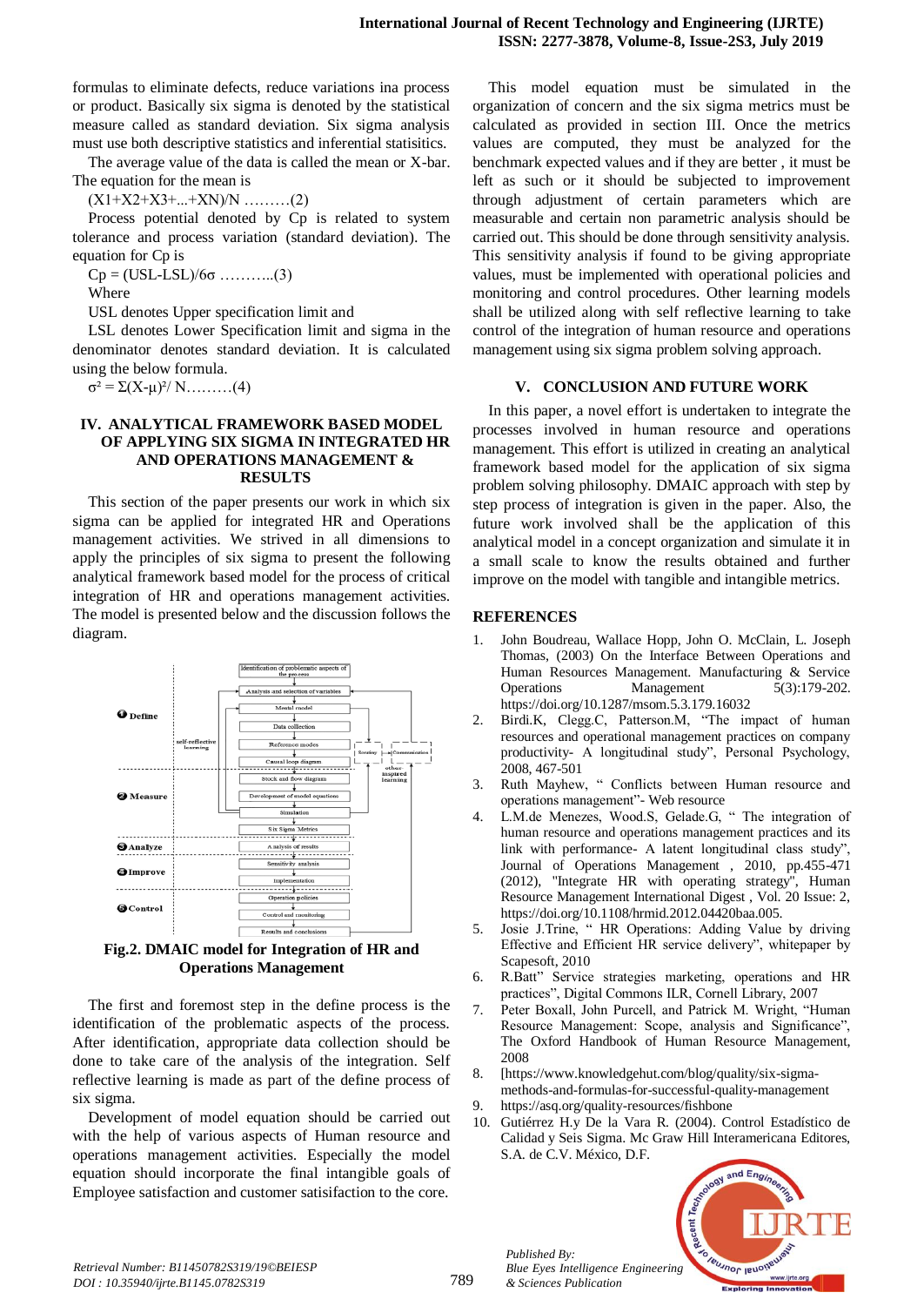formulas to eliminate defects, reduce variations ina process or product. Basically six sigma is denoted by the statistical measure called as standard deviation. Six sigma analysis must use both descriptive statistics and inferential statistics.

The average value of the data is called the mean or X-bar. The equation for the mean is

$$(X1+X2+X3+...+XN)/N \quad \text{.........(2)}$$

Process potential denoted by Cp is related to system tolerance and process variation (standard deviation). The equation for Cp is

$$Cp = (USL-LSL)/6\sigma \quad \text{...........(3)}$$

Where

USL denotes Upper specification limit and

LSL denotes Lower Specification limit and sigma in the denominator denotes standard deviation. It is calculated using the below formula.

$$\sigma^2 = \Sigma(X-\mu)^2/\ N \quad \text{.........(4)}$$

## IV. ANALYTICAL FRAMEWORK BASED MODEL OF APPLYING SIX SIGMA IN INTEGRATED HR AND OPERATIONS MANAGEMENT & RESULTS

This section of the paper presents our work in which six sigma can be applied for integrated HR and Operations management activities. We strived in all dimensions to apply the principles of six sigma to present the following analytical framework based model for the process of critical integration of HR and operations management activities. The model is presented below and the discussion follows the diagram.

❶ Define
❷ Measure
❸ Analyze
❹ Improve
❺ Control

self-reflective learning

Identification of problematic aspects of the process
Analysis and selection of variables
Mental model
Data collection
Reference modes
Causal loop diagram
Stock and flow diagram
Development of model equations
Simulation
Six Sigma Metrics
Analysis of results
Sensitivity analysis
Implementation
Operation policies
Control and monitoring
Results and conclusions

Socialty
Communication
other inspired learning

**Fig.2. DMAIC model for Integration of HR and Operations Management**

The first and foremost step in the define process is the identification of the problematic aspects of the process. After identification, appropriate data collection should be done to take care of the analysis of the integration. Self reflective learning is made as part of the define process of six sigma.

Development of model equation should be carried out with the help of various aspects of Human resource and operations management activities. Especially the model equation should incorporate the final intangible goals of Employee satisfaction and customer satisifaction to the core.

This model equation must be simulated in the organization of concern and the six sigma metrics must be calculated as provided in section III. Once the metrics values are computed, they must be analyzed for the benchmark expected values and if they are better , it must be left as such or it should be subjected to improvement through adjustment of certain parameters which are measurable and certain non parametric analysis should be carried out. This should be done through sensitivity analysis. This sensitivity analysis if found to be giving appropriate values, must be implemented with operational policies and monitoring and control procedures. Other learning models shall be utilized along with self reflective learning to take control of the integration of human resource and operations management using six sigma problem solving approach.

## V. CONCLUSION AND FUTURE WORK

In this paper, a novel effort is undertaken to integrate the processes involved in human resource and operations management. This effort is utilized in creating an analytical framework based model for the application of six sigma problem solving philosophy. DMAIC approach with step by step process of integration is given in the paper. Also, the future work involved shall be the application of this analytical model in a concept organization and simulate it in a small scale to know the results obtained and further improve on the model with tangible and intangible metrics.

## REFERENCES

1. John Boudreau, Wallace Hopp, John O. McClain, L. Joseph Thomas, (2003) On the Interface Between Operations and Human Resources Management. Manufacturing & Service Operations Management 5(3):179-202. https://doi.org/10.1287/msom.5.3.179.16032
2. Birdi.K, Clegg.C, Patterson.M, "The impact of human resources and operational management practices on company productivity- A longitudinal study", Personal Psychology, 2008, 467-501
3. Ruth Mayhew, " Conflicts between Human resource and operations management"- Web resource
4. L.M.de Menezes, Wood.S, Gelade.G, " The integration of human resource and operations management practices and its link with performance- A latent longitudinal class study", Journal of Operations Management , 2010, pp.455-471 (2012), "Integrate HR with operating strategy", Human Resource Management International Digest , Vol. 20 Issue: 2, https://doi.org/10.1108/hrmid.2012.04420baa.005.
5. Josie J.Trine, " HR Operations: Adding Value by driving Effective and Efficient HR service delivery", whitepaper by Scapesoft, 2010
6. R.Batt" Service strategies marketing, operations and HR practices", Digital Commons ILR, Cornell Library, 2007
7. Peter Boxall, John Purcell, and Patrick M. Wright, "Human Resource Management: Scope, analysis and Significance", The Oxford Handbook of Human Resource Management, 2008
8. [https://www.knowledgehut.com/blog/quality/six-sigma-methods-and-formulas-for-successful-quality-management
9. https://asq.org/quality-resources/fishbone
10. Gutiérrez H.y De la Vara R. (2004). Control Estadístico de Calidad y Seis Sigma. Mc Graw Hill Interamericana Editores, S.A. de C.V. México, D.F.